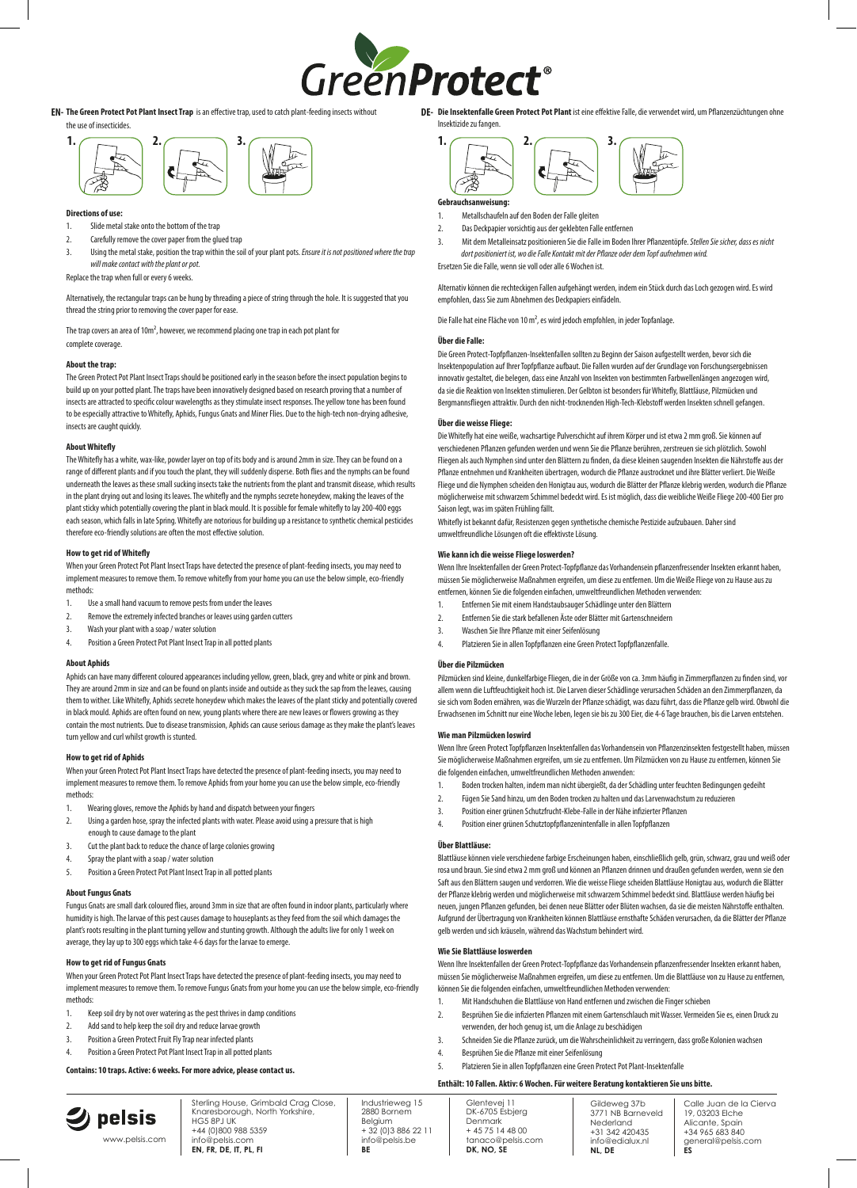# GreenProtect®

**EN- The Green Protect Pot Plant Insect Trap** is an effective trap, used to catch plant-feeding insects without the use of insecticides.

1. 2. 3.

### Directions of use:

1. Slide metal stake onto the bottom of the trap
2. Carefully remove the cover paper from the glued trap
3. Using the metal stake, position the trap within the soil of your plant pots. *Ensure it is not positioned where the trap will make contact with the plant or pot.*

Replace the trap when full or every 6 weeks.

Alternatively, the rectangular traps can be hung by threading a piece of string through the hole. It is suggested that you thread the string prior to removing the cover paper for ease.

The trap covers an area of 10m$^2$, however, we recommend placing one trap in each pot plant for complete coverage.

### About the trap:

The Green Protect Pot Plant Insect Traps should be positioned early in the season before the insect population begins to build up on your potted plant. The traps have been innovatively designed based on research proving that a number of insects are attracted to specific colour wavelengths as they stimulate insect responses. The yellow tone has been found to be especially attractive to Whitefly, Aphids, Fungus Gnats and Miner Flies. Due to the high-tech non-drying adhesive, insects are caught quickly.

### About Whitefly

The Whitefly has a white, wax-like, powder layer on top of its body and is around 2mm in size. They can be found on a range of different plants and if you touch the plant, they will suddenly disperse. Both flies and the nymphs can be found underneath the leaves as these small sucking insects take the nutrients from the plant and transmit disease, which results in the plant drying out and losing its leaves. The whitefly and the nymphs secrete honeydew, making the leaves of the plant sticky which potentially covering the plant in black mould. It is possible for female whitefly to lay 200-400 eggs each season, which falls in late Spring. Whitefly are notorious for building up a resistance to synthetic chemical pesticides therefore eco-friendly solutions are often the most effective solution.

### How to get rid of Whitefly

When your Green Protect Pot Plant Insect Traps have detected the presence of plant-feeding insects, you may need to implement measures to remove them. To remove whitefly from your home you can use the below simple, eco-friendly methods:

1. Use a small hand vacuum to remove pests from under the leaves
2. Remove the extremely infected branches or leaves using garden cutters
3. Wash your plant with a soap / water solution
4. Position a Green Protect Pot Plant Insect Trap in all potted plants

### About Aphids

Aphids can have many different coloured appearances including yellow, green, black, grey and white or pink and brown. They are around 2mm in size and can be found on plants inside and outside as they suck the sap from the leaves, causing them to wither. Like Whitefly, Aphids secrete honeydew which makes the leaves of the plant sticky and potentially covered in black mould. Aphids are often found on new, young plants where there are new leaves or flowers growing as they contain the most nutrients. Due to disease transmission, Aphids can cause serious damage as they make the plant's leaves turn yellow and curl whilst growth is stunted.

### How to get rid of Aphids

When your Green Protect Pot Plant Insect Traps have detected the presence of plant-feeding insects, you may need to implement measures to remove them. To remove Aphids from your home you can use the below simple, eco-friendly methods:

1. Wearing gloves, remove the Aphids by hand and dispatch between your fingers
2. Using a garden hose, spray the infected plants with water. Please avoid using a pressure that is high enough to cause damage to the plant
3. Cut the plant back to reduce the chance of large colonies growing
4. Spray the plant with a soap / water solution
5. Position a Green Protect Pot Plant Insect Trap in all potted plants

### About Fungus Gnats

Fungus Gnats are small dark coloured flies, around 3mm in size that are often found in indoor plants, particularly where humidity is high. The larvae of this pest causes damage to houseplants as they feed from the soil which damages the plant's roots resulting in the plant turning yellow and stunting growth. Although the adults live for only 1 week on average, they lay up to 300 eggs which take 4-6 days for the larvae to emerge.

### How to get rid of Fungus Gnats

When your Green Protect Pot Plant Insect Traps have detected the presence of plant-feeding insects, you may need to implement measures to remove them. To remove Fungus Gnats from your home you can use the below simple, eco-friendly methods:

1. Keep soil dry by not over watering as the pest thrives in damp conditions
2. Add sand to help keep the soil dry and reduce larvae growth
3. Position a Green Protect Fruit Fly Trap near infected plants
4. Position a Green Protect Pot Plant Insect Trap in all potted plants

**Contains: 10 traps. Active: 6 weeks. For more advice, please contact us.**

---

**DE- Die Insektenfalle Green Protect Pot Plant** ist eine effektive Falle, die verwendet wird, um Pflanzenzüchtungen ohne Insektizide zu fangen.

1. 2. 3.

### Gebrauchsanweisung:

1. Metallschaufeln auf den Boden der Falle gleiten
2. Das Deckpapier vorsichtig aus der geklebten Falle entfernen
3. Mit dem Metalleinsatz positionieren Sie die Falle im Boden Ihrer Pflanzentöpfe. *Stellen Sie sicher, dass es nicht dort positioniert ist, wo die Falle Kontakt mit der Pflanze oder dem Topf aufnehmen wird.*

Ersetzen Sie die Falle, wenn sie voll oder alle 6 Wochen ist.

Alternativ können die rechteckigen Fallen aufgehängt werden, indem ein Stück durch das Loch gezogen wird. Es wird empfohlen, dass Sie zum Abnehmen des Deckpapiers einfädeln.

Die Falle hat eine Fläche von 10 m$^2$, es wird jedoch empfohlen, in jeder Topfanlage.

### Über die Falle:

Die Green Protect-Topfpflanzen-Insektenfallen sollten zu Beginn der Saison aufgestellt werden, bevor sich die Insektenpopulation auf Ihrer Topfpflanze aufbaut. Die Fallen wurden auf der Grundlage von Forschungsergebnissen innovativ gestaltet, die belegen, dass eine Anzahl von Insekten von bestimmten Farbwellenlängen angezogen wird, da sie die Reaktion von Insekten stimulieren. Der Gelbton ist besonders für Whitefly, Blattläuse, Pilzmücken und Bergmannsfliegen attraktiv. Durch den nicht-trocknenden High-Tech-Klebstoff werden Insekten schnell gefangen.

### Über die weisse Fliege:

Die Whitefly hat eine weiße, wachsartige Pulverschicht auf ihrem Körper und ist etwa 2 mm groß. Sie können auf verschiedenen Pflanzen gefunden werden und wenn Sie die Pflanze berühren, zerstreuen sie sich plötzlich. Sowohl Fliegen als auch Nymphen sind unter den Blättern zu finden, da diese kleinen saugenden Insekten die Nährstoffe aus der Pflanze entnehmen und Krankheiten übertragen, wodurch die Pflanze austrocknet und ihre Blätter verliert. Die Weiße Fliege und die Nymphen scheiden den Honigtau aus, wodurch die Blätter der Pflanze klebrig werden, wodurch die Pflanze möglicherweise mit schwarzem Schimmel bedeckt wird. Es ist möglich, dass die weibliche Weiße Fliege 200-400 Eier pro Saison legt, was im späten Frühling fällt.

Whitefly ist bekannt dafür, Resistenzen gegen synthetische chemische Pestizide aufzubauen. Daher sind umweltfreundliche Lösungen oft die effektivste Lösung.

### Wie kann ich die weisse Fliege loswerden?

Wenn Ihre Insektenfallen der Green Protect-Topfpflanze das Vorhandensein pflanzenfressender Insekten erkannt haben, müssen Sie möglicherweise Maßnahmen ergreifen, um diese zu entfernen. Um die Weiße Fliege von zu Hause aus zu entfernen, können Sie die folgenden einfachen, umweltfreundlichen Methoden verwenden:

1. Entfernen Sie mit einem Handstaubsauger Schädlinge unter den Blättern
2. Entfernen Sie die stark befallenen Äste oder Blätter mit Gartenschneidern
3. Waschen Sie Ihre Pflanze mit einer Seifenlösung
4. Platzieren Sie in allen Topfpflanzen eine Green Protect Topfpflanzenfalle.

### Über die Pilzmücken

Pilzmücken sind kleine, dunkelfarbige Fliegen, die in der Größe von ca. 3mm häufig in Zimmerpflanzen zu finden sind, vor allem wenn die Luftfeuchtigkeit hoch ist. Die Larven dieser Schädlinge verursachen Schäden an den Zimmerpflanzen, da sie sich vom Boden ernähren, was die Wurzeln der Pflanze schädigt, was dazu führt, dass die Pflanze gelb wird. Obwohl die Erwachsenen im Schnitt nur eine Woche leben, legen sie bis zu 300 Eier, die 4-6 Tage brauchen, bis die Larven entstehen.

### Wie man Pilzmücken loswird

Wenn Ihre Green Protect Topfpflanzen Insektenfallen das Vorhandensein von Pflanzeninsekten festgestellt haben, müssen Sie möglicherweise Maßnahmen ergreifen, um sie zu entfernen. Um Pilzmücken von zu Hause zu entfernen, können Sie die folgenden einfachen, umweltfreundlichen Methoden anwenden:

1. Boden trocken halten, indem man nicht übergießt, da der Schädling unter feuchten Bedingungen gedeiht
2. Fügen Sie Sand hinzu, um den Boden trocken zu halten und das Larvenwachstum zu reduzieren
3. Position einer grünen Schutzfrucht-Klebe-Falle in der Nähe infizierter Pflanzen
4. Position einer grünen Schutztopfpflanzenintenfalle in allen Topfpflanzen

### Über Blattläuse:

Blattläuse können viele verschiedene farbige Erscheinungen haben, einschließlich gelb, grün, schwarz, grau und weiß oder rosa und braun. Sie sind etwa 2 mm groß und können an Pflanzen drinnen und draußen gefunden werden, wenn sie den Saft aus den Blättern saugen und verdorren. Wie die weisse Fliege scheiden Blattläuse Honigtau aus, wodurch die Blätter der Pflanze klebrig werden und möglicherweise mit schwarzem Schimmel bedeckt sind. Blattläuse werden häufig bei neuen, jungen Pflanzen gefunden, bei denen neue Blätter oder Blüten wachsen, da sie die meisten Nährstoffe enthalten. Aufgrund der Übertragung von Krankheiten können Blattläuse ernsthafte Schäden verursachen, da die Blätter der Pflanze gelb werden und sich kräuseln, während das Wachstum behindert wird.

### Wie Sie Blattläuse loswerden

Wenn Ihre Insektenfallen der Green Protect-Topfpflanze das Vorhandensein pflanzenfressender Insekten erkannt haben, müssen Sie möglicherweise Maßnahmen ergreifen, um diese zu entfernen. Um die Blattläuse von zu Hause zu entfernen, können Sie die folgenden einfachen, umweltfreundlichen Methoden verwenden:

1. Mit Handschuhen die Blattläuse von Hand entfernen und zwischen die Finger schieben
2. Besprühen Sie die infizierten Pflanzen mit einem Gartenschlauch mit Wasser. Vermeiden Sie es, einen Druck zu verwenden, der hoch genug ist, um die Anlage zu beschädigen
3. Schneiden Sie die Pflanze zurück, um die Wahrscheinlichkeit zu verringern, dass große Kolonien wachsen
4. Besprühen Sie die Pflanze mit einer Seifenlösung
5. Platzieren Sie in allen Topfpflanzen eine Green Protect Pot Plant-Insektenfalle

**Enthält: 10 Fallen. Aktiv: 6 Wochen. Für weitere Beratung kontaktieren Sie uns bitte.**

---

pelsis
www.pelsis.com

Sterling House, Grimbald Crag Close, Knaresborough, North Yorkshire, HG5 8PJ UK
+44 (0)800 988 5359
info@pelsis.com
**EN, FR, DE, IT, PL, FI**

Industrieweg 15
2880 Bornem
Belgium
+ 32 (0)3 886 22 11
info@pelsis.be
**BE**

Glentevej 11
DK-6705 Esbjerg
Denmark
+ 45 75 14 48 00
tanaco@pelsis.com
**DK, NO, SE**

Gildeweg 37b
3771 NB Barneveld
Nederland
+31 342 420435
info@edialux.nl
**NL, DE**

Calle Juan de la Cierva
19, 03203 Elche
Alicante, Spain
+34 965 683 840
general@pelsis.com
**ES**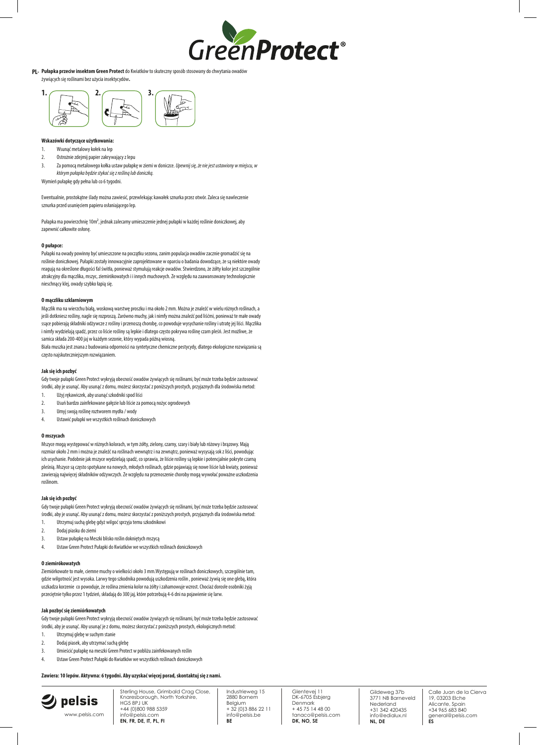GreenProtect®

**PL- Pułapka przeciw insektom Green Protect** do Kwiatków to skuteczny sposób stosowany do chwytania owadów żywiących się roślinami bez użycia insektycydów.

1. 2. 3.

**Wskazówki dotyczące użytkowania:**

1. Wsunąć metalowy kołek na lep
2. Ostrożnie zdejmij papier zakrywający z lepu
3. Za pomocą metalowego kołka ustaw pułapkę w ziemi w doniczce. *Upewnij się, że nie jest ustawiony w miejscu, w którym pułapka będzie stykać się z rośliną lub doniczką.*

Wymień pułapkę gdy pełna lub co 6 tygodni.

Ewentualnie, prostokątne ślady można zawiesić, przewlekając kawałek sznurka przez otwór. Zaleca się nawleczenie sznurka przed usunięciem papieru osłaniającego lep.

Pułapka ma powierzchnię 10m², jednak zalecamy umieszczenie jednej pułapki w każdej roślinie doniczkowej, aby zapewnić całkowite osłonę.

**O pułapce:**

Pułapki na owady powinny być umieszczone na początku sezonu, zanim populacja owadów zacznie gromadzić się na roślinie doniczkowej. Pułapki zostały innowacyjnie zaprojektowane w oparciu o badania dowodzące, że są niektóre owady reagują na określone długości fal światła, ponieważ stymulują reakcje owadów. Stwierdzono, że żółty kolor jest szczególnie atrakcyjny dla mączlika, mszyc, ziemiórkowatych i i innych muchowych. Ze względu na zaawansowany technologicznie nieschnący klej, owady szybko łapią się.

**O mączliku szklarniowym**

Mączlik ma na wierzchu białą, woskową warstwę proszku i ma około 2 mm. Można je znaleźć w wielu różnych roślinach, a jeśli dotkniesz rośliny, nagle się rozproszą. Zarówno muchy, jak i nimfy można znaleźć pod liśćmi, ponieważ te małe owady ssące pobierają składniki odżywcze z rośliny i przenoszą chorobę, co powoduje wysychanie rośliny i utratę jej liści. Mączlika i nimfy wydzielają spadź, przez co liście rośliny są lepkie i dlatego często pokrywa roślinę czarn pleśń. Jest możliwe, że samica składa 200-400 jaj w każdym sezonie, który wypada późną wiosną.

Biała muszka jest znana z budowania odporności na syntetyczne chemiczne pestycydy, dlatego ekologiczne rozwiązania są często najskuteczniejszym rozwiązaniem.

**Jak się ich pozbyć**

Gdy twoje pułapki Green Protect wykryją obecność owadów żywiących się roślinami, być może trzeba będzie zastosować środki, aby je usunąć. Aby usunąć z domu, możesz skorzystać z poniższych prostych, przyjaznych dla środowiska metod:

1. Użyj rękawiczek, aby usunąć szkodniki spod liści
2. Usuń bardzo zainfekowane gałęzie lub liście za pomocą nożyc ogrodowych
3. Umyj swoją roślinę roztworem mydła / wody
4. Ustawić pułapki we wszystkich roślinach doniczkowych

**O mszycach**

Mszyce mogą występować w różnych kolorach, w tym żółty, zielony, czarny, szary i biały lub różowy i brązowy. Mają rozmiar około 2 mm i można je znaleźć na roślinach wewnątrz i na zewnątrz, ponieważ wysysają sok z liści, powodując ich usychanie. Podobnie jak mszyce wydzielają spadź, co sprawia, że liście rośliny są lepkie i potencjalnie pokryte czarną pleśnią. Mszyce są często spotykane na nowych, młodych roślinach, gdzie pojawiają się nowe liście lub kwiaty, ponieważ zawierają najwięcej składników odżywczych. Ze względu na przenoszenie choroby mogą wywołać poważne uszkodzenia roślinom.

**Jak się ich pozbyć**

Gdy twoje pułapki Green Protect wykryją obecność owadów żywiących się roślinami, być może trzeba będzie zastosować środki, aby je usunąć. Aby usunąć z domu, możesz skorzystać z poniższych prostych, przyjaznych dla środowiska metod:

1. Utrzymuj suchą glebę gdyż wilgoć sprzyja temu szkodnikowi
2. Dodaj piasku do ziemi
3. Ustaw pułapkę na Meszki blisko roślin dokniętych mszycą
4. Ustaw Green Protect Pułapki do Kwiatków we wszystkich roślinach doniczkowych

**O ziemiórkowatych**

Ziemiórkowate to małe, ciemne muchy o wielkości około 3 mm.Występują w roślinach doniczkowych, szczególnie tam, gdzie wilgotność jest wysoka. Larwy tego szkodnika powodują uszkodzenia roślin , ponieważ żywią się one glebą, która uszkadza korzenie co powoduje, że roślina zmienia kolor na żółty i zahamowuje wzrost. Chociaż dorosłe osobniki żyją przeciętnie tylko przez 1 tydzień, składają do 300 jaj, które potrzebują 4-6 dni na pojawienie się larw.

**Jak pozbyć się ziemiórkowatych**

Gdy twoje pułapki Green Protect wykryją obecność owadów żywiących się roślinami, być może trzeba będzie zastosować środki, aby je usunąć. Aby usunąć je z domu, możesz skorzystać z poniższych prostych, ekologicznych metod:

1. Utrzymuj glebę w suchym stanie
2. Dodaj piasek, aby utrzymać suchą glebę
3. Umieścić pułapkę na meszki Green Protect w pobliżu zainfekowanych roślin
4. Ustaw Green Protect Pułapki do Kwiatków we wszystkich roślinach doniczkowych

**Zawiera: 10 lepów. Aktywna: 6 tygodni. Aby uzyskać więcej porad, skontaktuj się z nami.**

pelsis
www.pelsis.com

Sterling House, Grimbald Crag Close, Knaresborough, North Yorkshire, HG5 8PJ UK
+44 (0)800 988 5359
info@pelsis.com
**EN, FR, DE, IT, PL, FI**

Industrieweg 15
2880 Bornem
Belgium
+ 32 (0)3 886 22 11
info@pelsis.be
**BE**

Glentevej 11
DK-6705 Esbjerg
Denmark
+ 45 75 14 48 00
tanaco@pelsis.com
**DK, NO, SE**

Gildeweg 37b
3771 NB Barneveld
Nederland
+31 342 420435
info@edialux.nl
**NL, DE**

Calle Juan de la Cierva 19, 03203 Elche
Alicante, Spain
+34 965 683 840
general@pelsis.com
**ES**